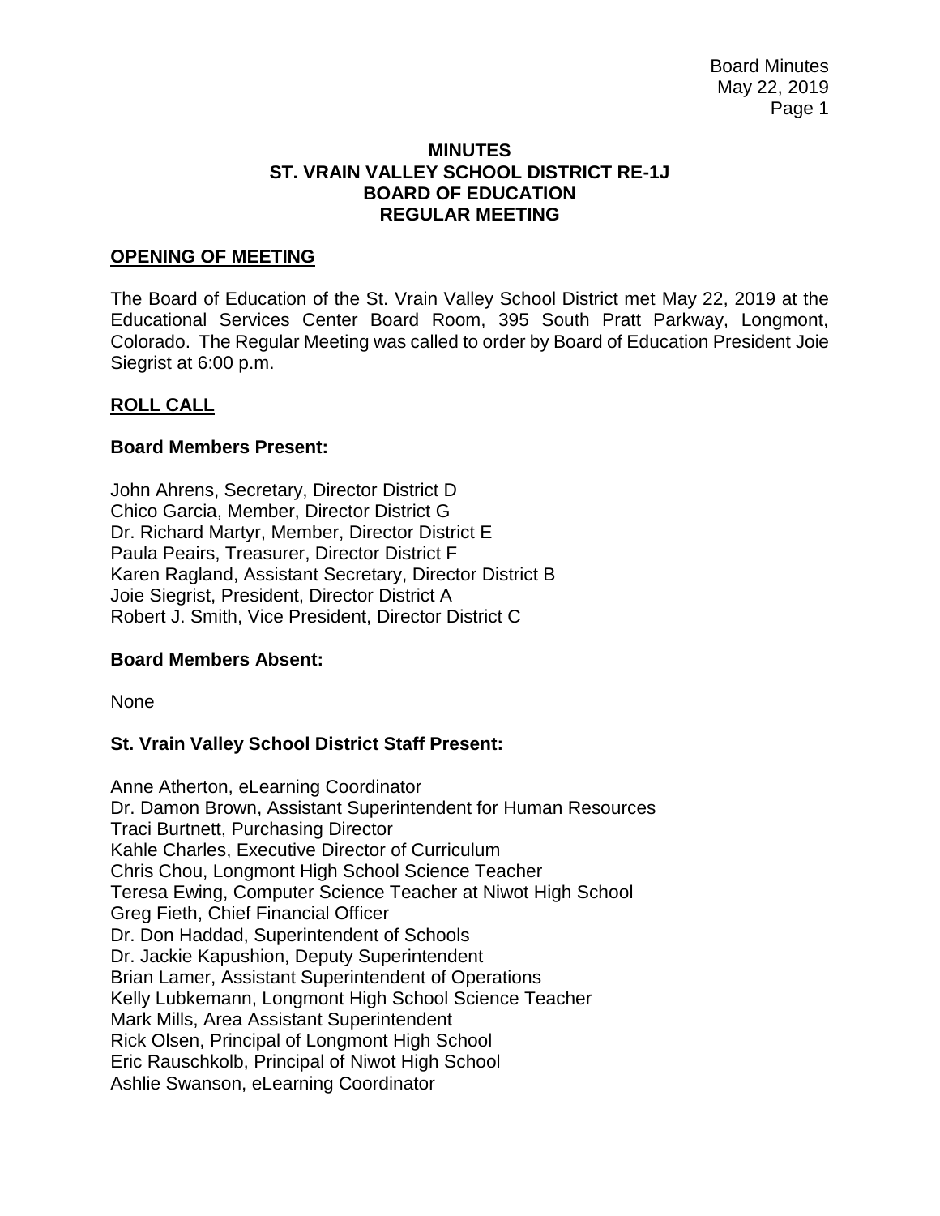# MINUTES
# ST. VRAIN VALLEY SCHOOL DISTRICT RE-1J
# BOARD OF EDUCATION
# REGULAR MEETING

## OPENING OF MEETING

The Board of Education of the St. Vrain Valley School District met May 22, 2019 at the Educational Services Center Board Room, 395 South Pratt Parkway, Longmont, Colorado. The Regular Meeting was called to order by Board of Education President Joie Siegrist at 6:00 p.m.

## ROLL CALL

### Board Members Present:

John Ahrens, Secretary, Director District D
Chico Garcia, Member, Director District G
Dr. Richard Martyr, Member, Director District E
Paula Peairs, Treasurer, Director District F
Karen Ragland, Assistant Secretary, Director District B
Joie Siegrist, President, Director District A
Robert J. Smith, Vice President, Director District C

### Board Members Absent:

None

### St. Vrain Valley School District Staff Present:

Anne Atherton, eLearning Coordinator
Dr. Damon Brown, Assistant Superintendent for Human Resources
Traci Burtnett, Purchasing Director
Kahle Charles, Executive Director of Curriculum
Chris Chou, Longmont High School Science Teacher
Teresa Ewing, Computer Science Teacher at Niwot High School
Greg Fieth, Chief Financial Officer
Dr. Don Haddad, Superintendent of Schools
Dr. Jackie Kapushion, Deputy Superintendent
Brian Lamer, Assistant Superintendent of Operations
Kelly Lubkemann, Longmont High School Science Teacher
Mark Mills, Area Assistant Superintendent
Rick Olsen, Principal of Longmont High School
Eric Rauschkolb, Principal of Niwot High School
Ashlie Swanson, eLearning Coordinator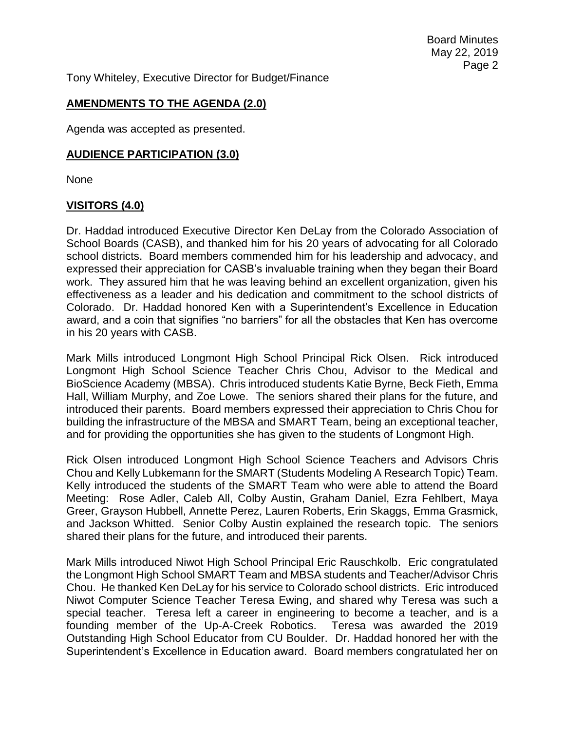Tony Whiteley, Executive Director for Budget/Finance

## AMENDMENTS TO THE AGENDA (2.0)

Agenda was accepted as presented.

## AUDIENCE PARTICIPATION (3.0)

None

## VISITORS (4.0)

Dr. Haddad introduced Executive Director Ken DeLay from the Colorado Association of School Boards (CASB), and thanked him for his 20 years of advocating for all Colorado school districts. Board members commended him for his leadership and advocacy, and expressed their appreciation for CASB's invaluable training when they began their Board work. They assured him that he was leaving behind an excellent organization, given his effectiveness as a leader and his dedication and commitment to the school districts of Colorado. Dr. Haddad honored Ken with a Superintendent's Excellence in Education award, and a coin that signifies "no barriers" for all the obstacles that Ken has overcome in his 20 years with CASB.

Mark Mills introduced Longmont High School Principal Rick Olsen. Rick introduced Longmont High School Science Teacher Chris Chou, Advisor to the Medical and BioScience Academy (MBSA). Chris introduced students Katie Byrne, Beck Fieth, Emma Hall, William Murphy, and Zoe Lowe. The seniors shared their plans for the future, and introduced their parents. Board members expressed their appreciation to Chris Chou for building the infrastructure of the MBSA and SMART Team, being an exceptional teacher, and for providing the opportunities she has given to the students of Longmont High.

Rick Olsen introduced Longmont High School Science Teachers and Advisors Chris Chou and Kelly Lubkemann for the SMART (Students Modeling A Research Topic) Team. Kelly introduced the students of the SMART Team who were able to attend the Board Meeting: Rose Adler, Caleb All, Colby Austin, Graham Daniel, Ezra Fehlbert, Maya Greer, Grayson Hubbell, Annette Perez, Lauren Roberts, Erin Skaggs, Emma Grasmick, and Jackson Whitted. Senior Colby Austin explained the research topic. The seniors shared their plans for the future, and introduced their parents.

Mark Mills introduced Niwot High School Principal Eric Rauschkolb. Eric congratulated the Longmont High School SMART Team and MBSA students and Teacher/Advisor Chris Chou. He thanked Ken DeLay for his service to Colorado school districts. Eric introduced Niwot Computer Science Teacher Teresa Ewing, and shared why Teresa was such a special teacher. Teresa left a career in engineering to become a teacher, and is a founding member of the Up-A-Creek Robotics. Teresa was awarded the 2019 Outstanding High School Educator from CU Boulder. Dr. Haddad honored her with the Superintendent's Excellence in Education award. Board members congratulated her on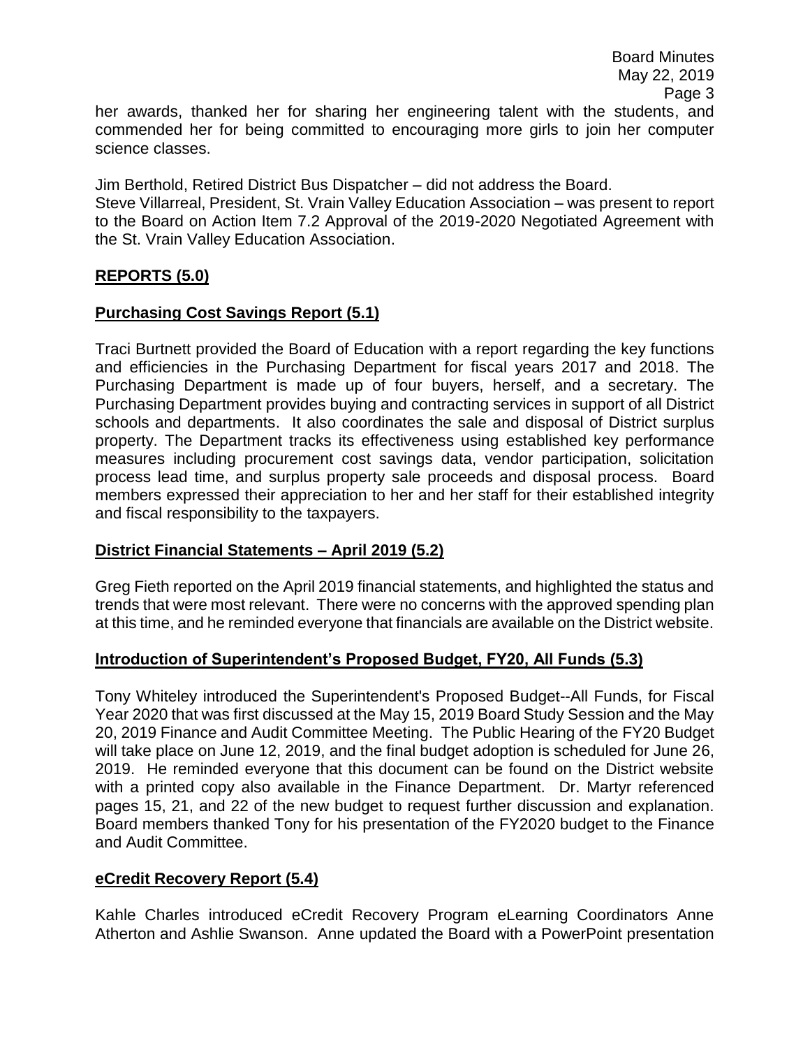her awards, thanked her for sharing her engineering talent with the students, and commended her for being committed to encouraging more girls to join her computer science classes.

Jim Berthold, Retired District Bus Dispatcher – did not address the Board.
Steve Villarreal, President, St. Vrain Valley Education Association – was present to report to the Board on Action Item 7.2 Approval of the 2019-2020 Negotiated Agreement with the St. Vrain Valley Education Association.

## REPORTS (5.0)

### Purchasing Cost Savings Report (5.1)

Traci Burtnett provided the Board of Education with a report regarding the key functions and efficiencies in the Purchasing Department for fiscal years 2017 and 2018. The Purchasing Department is made up of four buyers, herself, and a secretary. The Purchasing Department provides buying and contracting services in support of all District schools and departments. It also coordinates the sale and disposal of District surplus property. The Department tracks its effectiveness using established key performance measures including procurement cost savings data, vendor participation, solicitation process lead time, and surplus property sale proceeds and disposal process. Board members expressed their appreciation to her and her staff for their established integrity and fiscal responsibility to the taxpayers.

### District Financial Statements – April 2019 (5.2)

Greg Fieth reported on the April 2019 financial statements, and highlighted the status and trends that were most relevant. There were no concerns with the approved spending plan at this time, and he reminded everyone that financials are available on the District website.

### Introduction of Superintendent's Proposed Budget, FY20, All Funds (5.3)

Tony Whiteley introduced the Superintendent's Proposed Budget--All Funds, for Fiscal Year 2020 that was first discussed at the May 15, 2019 Board Study Session and the May 20, 2019 Finance and Audit Committee Meeting. The Public Hearing of the FY20 Budget will take place on June 12, 2019, and the final budget adoption is scheduled for June 26, 2019. He reminded everyone that this document can be found on the District website with a printed copy also available in the Finance Department. Dr. Martyr referenced pages 15, 21, and 22 of the new budget to request further discussion and explanation. Board members thanked Tony for his presentation of the FY2020 budget to the Finance and Audit Committee.

### eCredit Recovery Report (5.4)

Kahle Charles introduced eCredit Recovery Program eLearning Coordinators Anne Atherton and Ashlie Swanson. Anne updated the Board with a PowerPoint presentation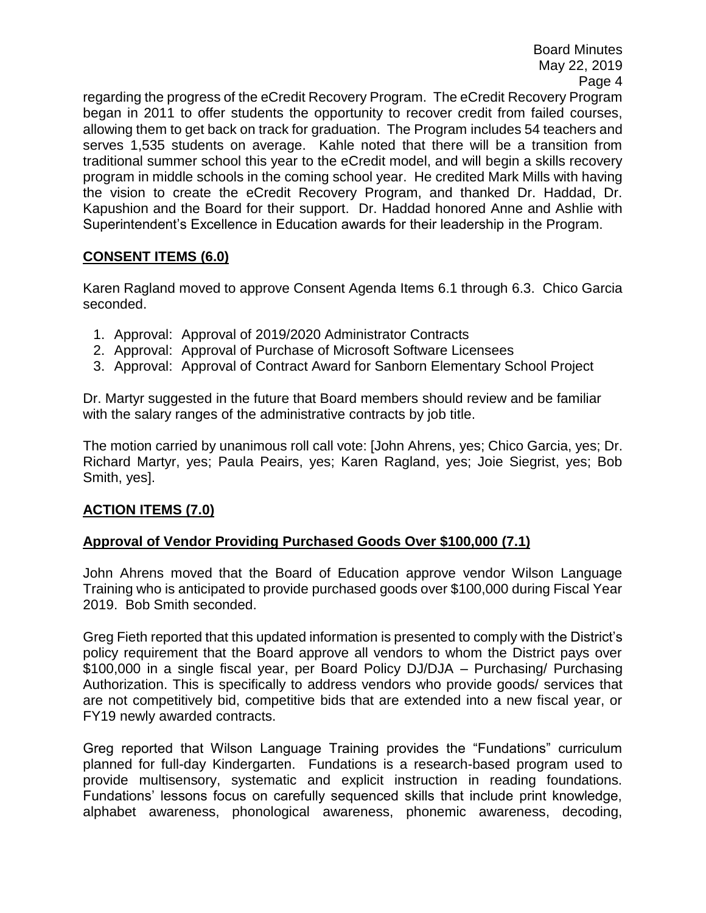regarding the progress of the eCredit Recovery Program. The eCredit Recovery Program began in 2011 to offer students the opportunity to recover credit from failed courses, allowing them to get back on track for graduation. The Program includes 54 teachers and serves 1,535 students on average. Kahle noted that there will be a transition from traditional summer school this year to the eCredit model, and will begin a skills recovery program in middle schools in the coming school year. He credited Mark Mills with having the vision to create the eCredit Recovery Program, and thanked Dr. Haddad, Dr. Kapushion and the Board for their support. Dr. Haddad honored Anne and Ashlie with Superintendent's Excellence in Education awards for their leadership in the Program.

## CONSENT ITEMS (6.0)

Karen Ragland moved to approve Consent Agenda Items 6.1 through 6.3. Chico Garcia seconded.

1. Approval: Approval of 2019/2020 Administrator Contracts
2. Approval: Approval of Purchase of Microsoft Software Licensees
3. Approval: Approval of Contract Award for Sanborn Elementary School Project

Dr. Martyr suggested in the future that Board members should review and be familiar with the salary ranges of the administrative contracts by job title.

The motion carried by unanimous roll call vote: [John Ahrens, yes; Chico Garcia, yes; Dr. Richard Martyr, yes; Paula Peairs, yes; Karen Ragland, yes; Joie Siegrist, yes; Bob Smith, yes].

## ACTION ITEMS (7.0)

### Approval of Vendor Providing Purchased Goods Over $100,000 (7.1)

John Ahrens moved that the Board of Education approve vendor Wilson Language Training who is anticipated to provide purchased goods over $100,000 during Fiscal Year 2019. Bob Smith seconded.

Greg Fieth reported that this updated information is presented to comply with the District's policy requirement that the Board approve all vendors to whom the District pays over $100,000 in a single fiscal year, per Board Policy DJ/DJA – Purchasing/ Purchasing Authorization. This is specifically to address vendors who provide goods/ services that are not competitively bid, competitive bids that are extended into a new fiscal year, or FY19 newly awarded contracts.

Greg reported that Wilson Language Training provides the "Fundations" curriculum planned for full-day Kindergarten. Fundations is a research-based program used to provide multisensory, systematic and explicit instruction in reading foundations. Fundations' lessons focus on carefully sequenced skills that include print knowledge, alphabet awareness, phonological awareness, phonemic awareness, decoding,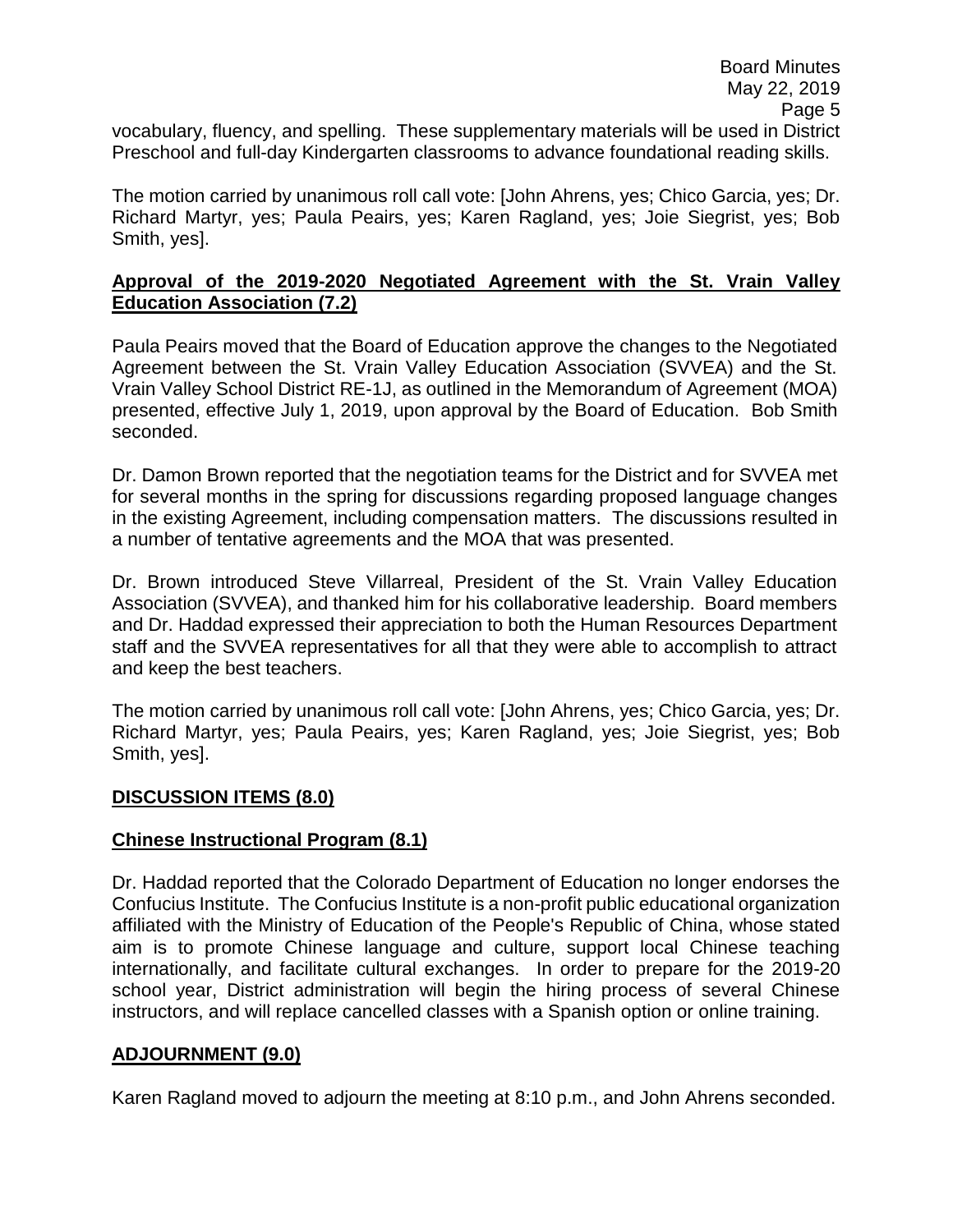vocabulary, fluency, and spelling. These supplementary materials will be used in District Preschool and full-day Kindergarten classrooms to advance foundational reading skills.

The motion carried by unanimous roll call vote: [John Ahrens, yes; Chico Garcia, yes; Dr. Richard Martyr, yes; Paula Peairs, yes; Karen Ragland, yes; Joie Siegrist, yes; Bob Smith, yes].

**Approval of the 2019-2020 Negotiated Agreement with the St. Vrain Valley Education Association (7.2)**

Paula Peairs moved that the Board of Education approve the changes to the Negotiated Agreement between the St. Vrain Valley Education Association (SVVEA) and the St. Vrain Valley School District RE-1J, as outlined in the Memorandum of Agreement (MOA) presented, effective July 1, 2019, upon approval by the Board of Education. Bob Smith seconded.

Dr. Damon Brown reported that the negotiation teams for the District and for SVVEA met for several months in the spring for discussions regarding proposed language changes in the existing Agreement, including compensation matters. The discussions resulted in a number of tentative agreements and the MOA that was presented.

Dr. Brown introduced Steve Villarreal, President of the St. Vrain Valley Education Association (SVVEA), and thanked him for his collaborative leadership. Board members and Dr. Haddad expressed their appreciation to both the Human Resources Department staff and the SVVEA representatives for all that they were able to accomplish to attract and keep the best teachers.

The motion carried by unanimous roll call vote: [John Ahrens, yes; Chico Garcia, yes; Dr. Richard Martyr, yes; Paula Peairs, yes; Karen Ragland, yes; Joie Siegrist, yes; Bob Smith, yes].

## DISCUSSION ITEMS (8.0)

**Chinese Instructional Program (8.1)**

Dr. Haddad reported that the Colorado Department of Education no longer endorses the Confucius Institute. The Confucius Institute is a non-profit public educational organization affiliated with the Ministry of Education of the People's Republic of China, whose stated aim is to promote Chinese language and culture, support local Chinese teaching internationally, and facilitate cultural exchanges. In order to prepare for the 2019-20 school year, District administration will begin the hiring process of several Chinese instructors, and will replace cancelled classes with a Spanish option or online training.

## ADJOURNMENT (9.0)

Karen Ragland moved to adjourn the meeting at 8:10 p.m., and John Ahrens seconded.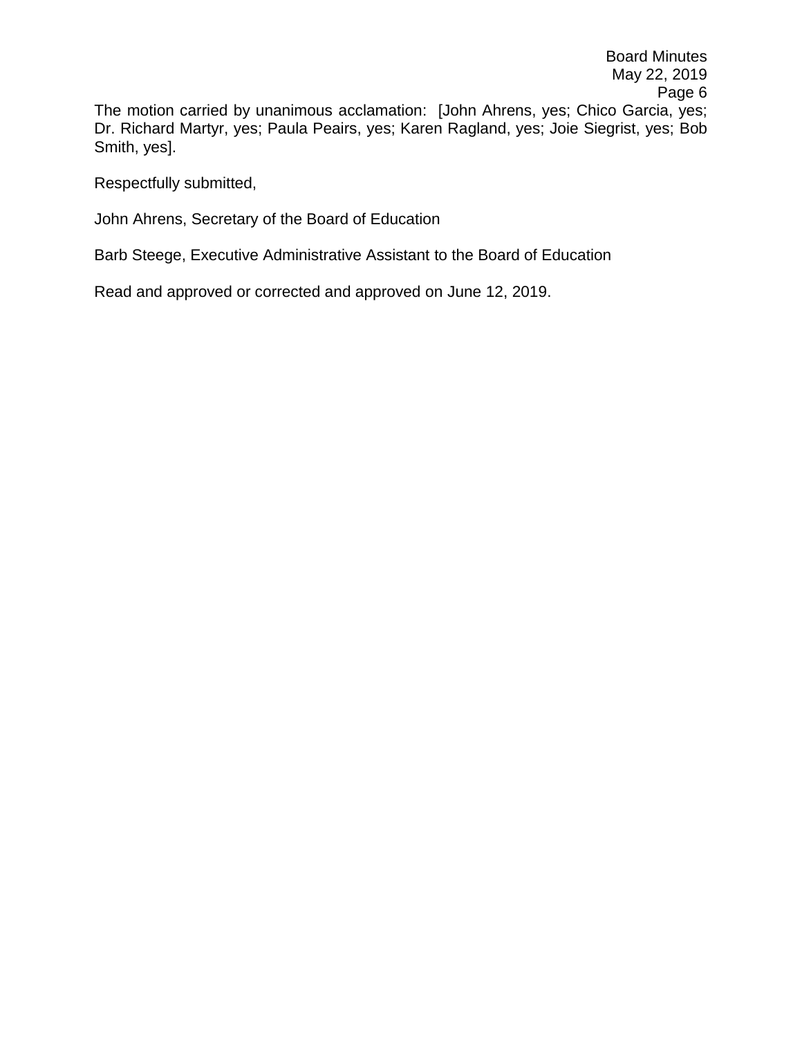The motion carried by unanimous acclamation: [John Ahrens, yes; Chico Garcia, yes; Dr. Richard Martyr, yes; Paula Peairs, yes; Karen Ragland, yes; Joie Siegrist, yes; Bob Smith, yes].

Respectfully submitted,

John Ahrens, Secretary of the Board of Education

Barb Steege, Executive Administrative Assistant to the Board of Education

Read and approved or corrected and approved on June 12, 2019.